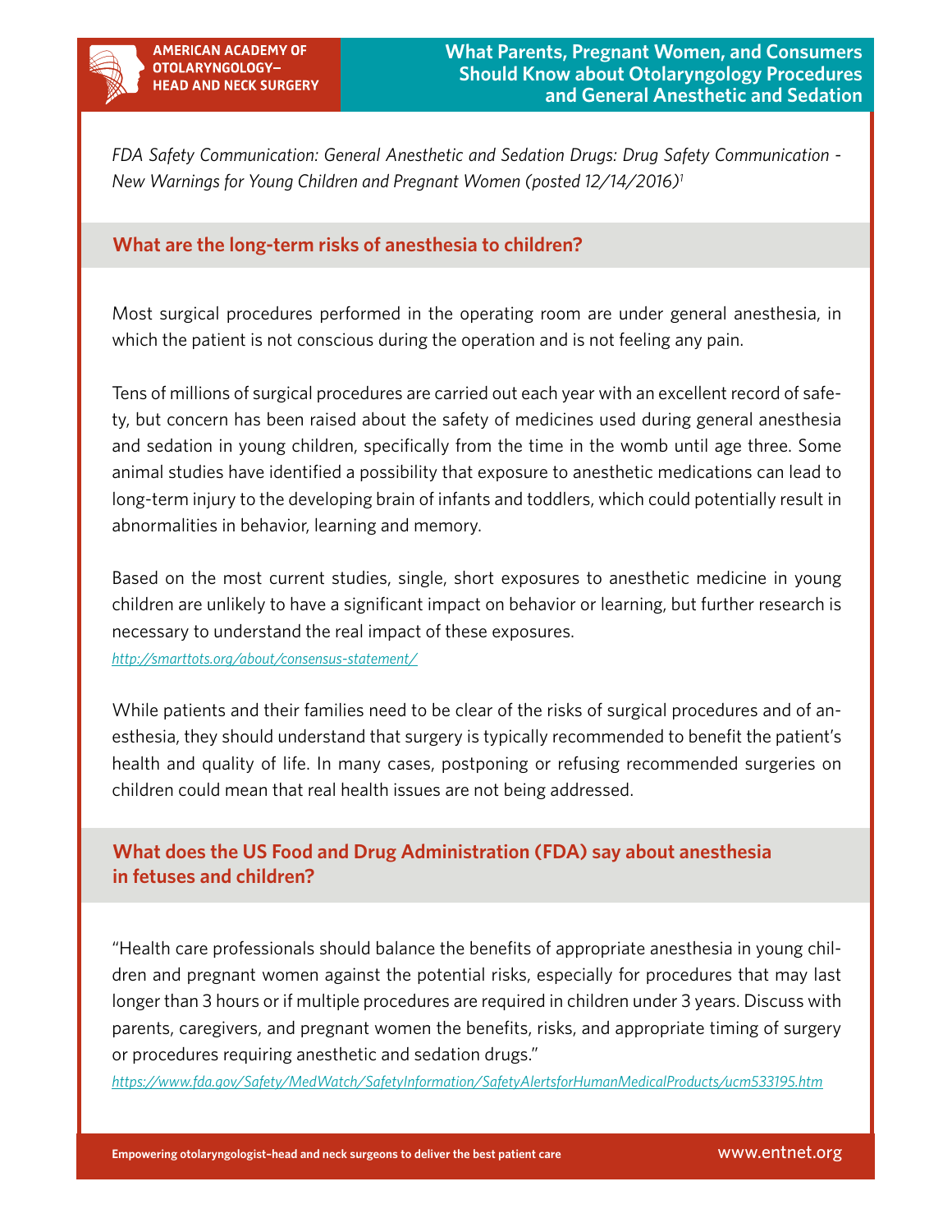AMERICAN ACADEMY OF OTOLARYNGOLOGY–HEAD AND NECK SURGERY

# What Parents, Pregnant Women, and Consumers Should Know about Otolaryngology Procedures and General Anesthetic and Sedation

*FDA Safety Communication: General Anesthetic and Sedation Drugs: Drug Safety Communication - New Warnings for Young Children and Pregnant Women (posted 12/14/2016)*[1]

## What are the long-term risks of anesthesia to children?

Most surgical procedures performed in the operating room are under general anesthesia, in which the patient is not conscious during the operation and is not feeling any pain.

Tens of millions of surgical procedures are carried out each year with an excellent record of safety, but concern has been raised about the safety of medicines used during general anesthesia and sedation in young children, specifically from the time in the womb until age three. Some animal studies have identified a possibility that exposure to anesthetic medications can lead to long-term injury to the developing brain of infants and toddlers, which could potentially result in abnormalities in behavior, learning and memory.

Based on the most current studies, single, short exposures to anesthetic medicine in young children are unlikely to have a significant impact on behavior or learning, but further research is necessary to understand the real impact of these exposures.

http://smarttots.org/about/consensus-statement/

While patients and their families need to be clear of the risks of surgical procedures and of anesthesia, they should understand that surgery is typically recommended to benefit the patient's health and quality of life. In many cases, postponing or refusing recommended surgeries on children could mean that real health issues are not being addressed.

## What does the US Food and Drug Administration (FDA) say about anesthesia in fetuses and children?

"Health care professionals should balance the benefits of appropriate anesthesia in young children and pregnant women against the potential risks, especially for procedures that may last longer than 3 hours or if multiple procedures are required in children under 3 years. Discuss with parents, caregivers, and pregnant women the benefits, risks, and appropriate timing of surgery or procedures requiring anesthetic and sedation drugs."

https://www.fda.gov/Safety/MedWatch/SafetyInformation/SafetyAlertsforHumanMedicalProducts/ucm533195.htm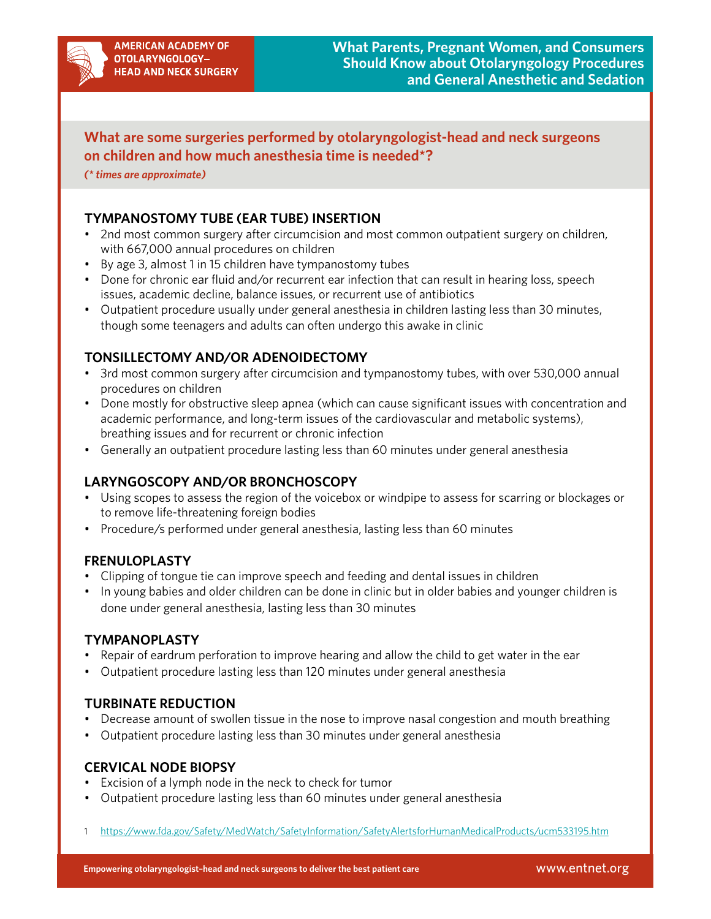## What are some surgeries performed by otolaryngologist-head and neck surgeons on children and how much anesthesia time is needed*?

*(* times are approximate)*

### TYMPANOSTOMY TUBE (EAR TUBE) INSERTION

- 2nd most common surgery after circumcision and most common outpatient surgery on children, with 667,000 annual procedures on children
- By age 3, almost 1 in 15 children have tympanostomy tubes
- Done for chronic ear fluid and/or recurrent ear infection that can result in hearing loss, speech issues, academic decline, balance issues, or recurrent use of antibiotics
- Outpatient procedure usually under general anesthesia in children lasting less than 30 minutes, though some teenagers and adults can often undergo this awake in clinic

### TONSILLECTOMY AND/OR ADENOIDECTOMY

- 3rd most common surgery after circumcision and tympanostomy tubes, with over 530,000 annual procedures on children
- Done mostly for obstructive sleep apnea (which can cause significant issues with concentration and academic performance, and long-term issues of the cardiovascular and metabolic systems), breathing issues and for recurrent or chronic infection
- Generally an outpatient procedure lasting less than 60 minutes under general anesthesia

### LARYNGOSCOPY AND/OR BRONCHOSCOPY

- Using scopes to assess the region of the voicebox or windpipe to assess for scarring or blockages or to remove life-threatening foreign bodies
- Procedure/s performed under general anesthesia, lasting less than 60 minutes

### FRENULOPLASTY

- Clipping of tongue tie can improve speech and feeding and dental issues in children
- In young babies and older children can be done in clinic but in older babies and younger children is done under general anesthesia, lasting less than 30 minutes

### TYMPANOPLASTY

- Repair of eardrum perforation to improve hearing and allow the child to get water in the ear
- Outpatient procedure lasting less than 120 minutes under general anesthesia

### TURBINATE REDUCTION

- Decrease amount of swollen tissue in the nose to improve nasal congestion and mouth breathing
- Outpatient procedure lasting less than 30 minutes under general anesthesia

### CERVICAL NODE BIOPSY

- Excision of a lymph node in the neck to check for tumor
- Outpatient procedure lasting less than 60 minutes under general anesthesia

1 https://www.fda.gov/Safety/MedWatch/SafetyInformation/SafetyAlertsforHumanMedicalProducts/ucm533195.htm